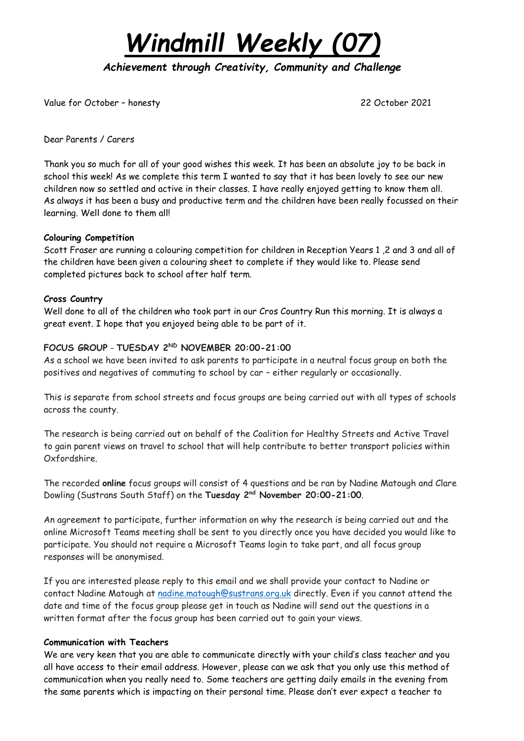# *Windmill Weekly (07)*

***Achievement through Creativity, Community and Challenge***

Value for October – honesty 22 October 2021

Dear Parents / Carers

Thank you so much for all of your good wishes this week. It has been an absolute joy to be back in school this week! As we complete this term I wanted to say that it has been lovely to see our new children now so settled and active in their classes. I have really enjoyed getting to know them all. As always it has been a busy and productive term and the children have been really focussed on their learning. Well done to them all!

**Colouring Competition**

Scott Fraser are running a colouring competition for children in Reception Years 1 ,2 and 3 and all of the children have been given a colouring sheet to complete if they would like to. Please send completed pictures back to school after half term.

**Cross Country**

Well done to all of the children who took part in our Cros Country Run this morning. It is always a great event. I hope that you enjoyed being able to be part of it.

**FOCUS GROUP - TUESDAY 2ND NOVEMBER 20:00-21:00**

As a school we have been invited to ask parents to participate in a neutral focus group on both the positives and negatives of commuting to school by car – either regularly or occasionally.

This is separate from school streets and focus groups are being carried out with all types of schools across the county.

The research is being carried out on behalf of the Coalition for Healthy Streets and Active Travel to gain parent views on travel to school that will help contribute to better transport policies within Oxfordshire.

The recorded **online** focus groups will consist of 4 questions and be ran by Nadine Matough and Clare Dowling (Sustrans South Staff) on the **Tuesday 2nd November 20:00-21:00**.

An agreement to participate, further information on why the research is being carried out and the online Microsoft Teams meeting shall be sent to you directly once you have decided you would like to participate. You should not require a Microsoft Teams login to take part, and all focus group responses will be anonymised.

If you are interested please reply to this email and we shall provide your contact to Nadine or contact Nadine Matough at nadine.matough@sustrans.org.uk directly. Even if you cannot attend the date and time of the focus group please get in touch as Nadine will send out the questions in a written format after the focus group has been carried out to gain your views.

**Communication with Teachers**

We are very keen that you are able to communicate directly with your child's class teacher and you all have access to their email address. However, please can we ask that you only use this method of communication when you really need to. Some teachers are getting daily emails in the evening from the same parents which is impacting on their personal time. Please don't ever expect a teacher to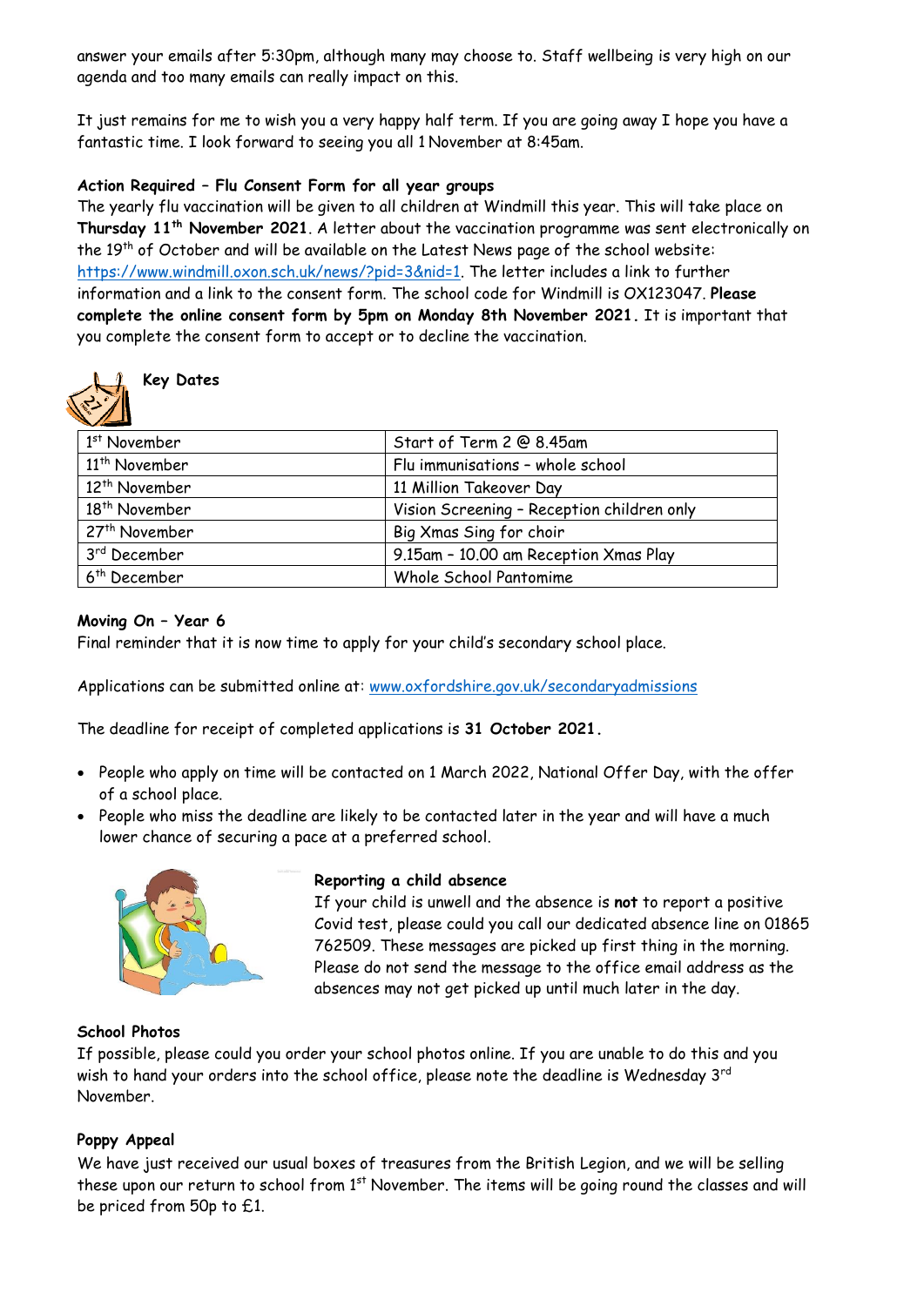answer your emails after 5:30pm, although many may choose to. Staff wellbeing is very high on our agenda and too many emails can really impact on this.

It just remains for me to wish you a very happy half term. If you are going away I hope you have a fantastic time. I look forward to seeing you all 1 November at 8:45am.

**Action Required – Flu Consent Form for all year groups**

The yearly flu vaccination will be given to all children at Windmill this year. This will take place on **Thursday 11th November 2021**. A letter about the vaccination programme was sent electronically on the 19th of October and will be available on the Latest News page of the school website: https://www.windmill.oxon.sch.uk/news/?pid=3&nid=1. The letter includes a link to further information and a link to the consent form. The school code for Windmill is OX123047. **Please complete the online consent form by 5pm on Monday 8th November 2021.** It is important that you complete the consent form to accept or to decline the vaccination.

**Key Dates**

| | |
|---|---|
| 1st November | Start of Term 2 @ 8.45am |
| 11th November | Flu immunisations – whole school |
| 12th November | 11 Million Takeover Day |
| 18th November | Vision Screening – Reception children only |
| 27th November | Big Xmas Sing for choir |
| 3rd December | 9.15am – 10.00 am Reception Xmas Play |
| 6th December | Whole School Pantomime |

**Moving On – Year 6**

Final reminder that it is now time to apply for your child's secondary school place.

Applications can be submitted online at: www.oxfordshire.gov.uk/secondaryadmissions

The deadline for receipt of completed applications is **31 October 2021.**

- People who apply on time will be contacted on 1 March 2022, National Offer Day, with the offer of a school place.
- People who miss the deadline are likely to be contacted later in the year and will have a much lower chance of securing a pace at a preferred school.

**Reporting a child absence**

If your child is unwell and the absence is **not** to report a positive Covid test, please could you call our dedicated absence line on 01865 762509. These messages are picked up first thing in the morning. Please do not send the message to the office email address as the absences may not get picked up until much later in the day.

**School Photos**

If possible, please could you order your school photos online. If you are unable to do this and you wish to hand your orders into the school office, please note the deadline is Wednesday 3rd November.

**Poppy Appeal**

We have just received our usual boxes of treasures from the British Legion, and we will be selling these upon our return to school from 1st November. The items will be going round the classes and will be priced from 50p to £1.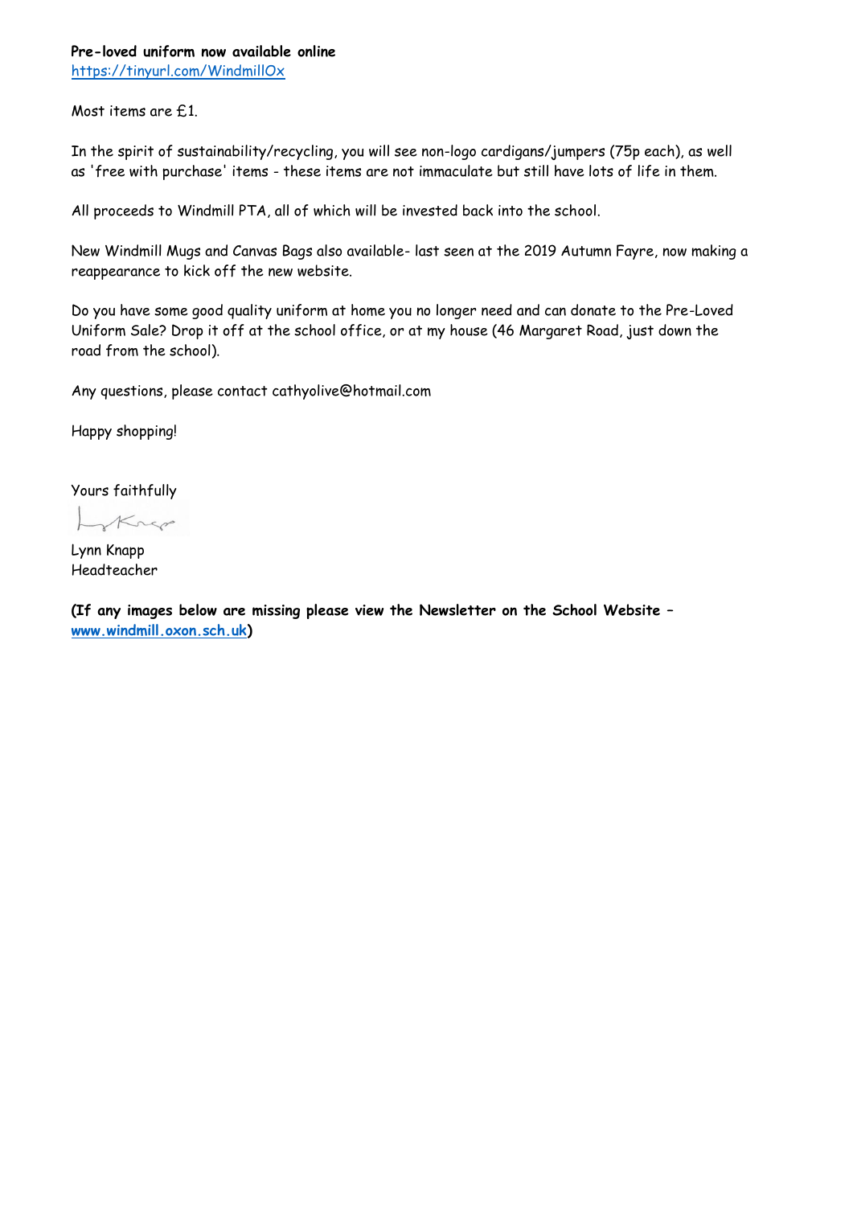**Pre-loved uniform now available online**
https://tinyurl.com/WindmillOx

Most items are £1.

In the spirit of sustainability/recycling, you will see non-logo cardigans/jumpers (75p each), as well as 'free with purchase' items - these items are not immaculate but still have lots of life in them.

All proceeds to Windmill PTA, all of which will be invested back into the school.

New Windmill Mugs and Canvas Bags also available- last seen at the 2019 Autumn Fayre, now making a reappearance to kick off the new website.

Do you have some good quality uniform at home you no longer need and can donate to the Pre-Loved Uniform Sale? Drop it off at the school office, or at my house (46 Margaret Road, just down the road from the school).

Any questions, please contact cathyolive@hotmail.com

Happy shopping!

Yours faithfully

Lynn Knapp
Headteacher

**(If any images below are missing please view the Newsletter on the School Website – [www.windmill.oxon.sch.uk](http://www.windmill.oxon.sch.uk))**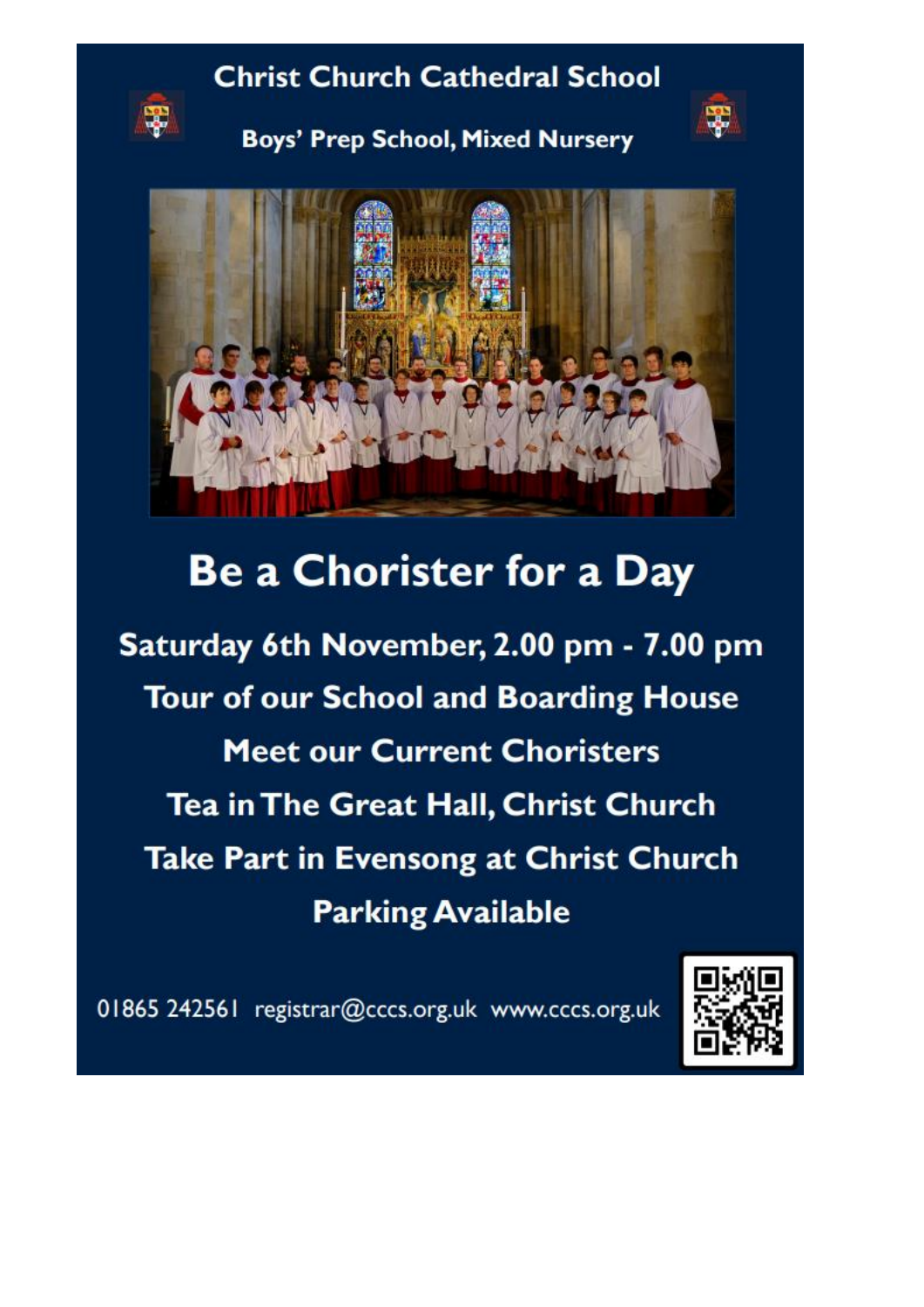# Christ Church Cathedral School

**Boys' Prep School, Mixed Nursery**

# Be a Chorister for a Day

**Saturday 6th November, 2.00 pm - 7.00 pm**

**Tour of our School and Boarding House**

**Meet our Current Choristers**

**Tea in The Great Hall, Christ Church**

**Take Part in Evensong at Christ Church**

**Parking Available**

01865 242561 registrar@cccs.org.uk www.cccs.org.uk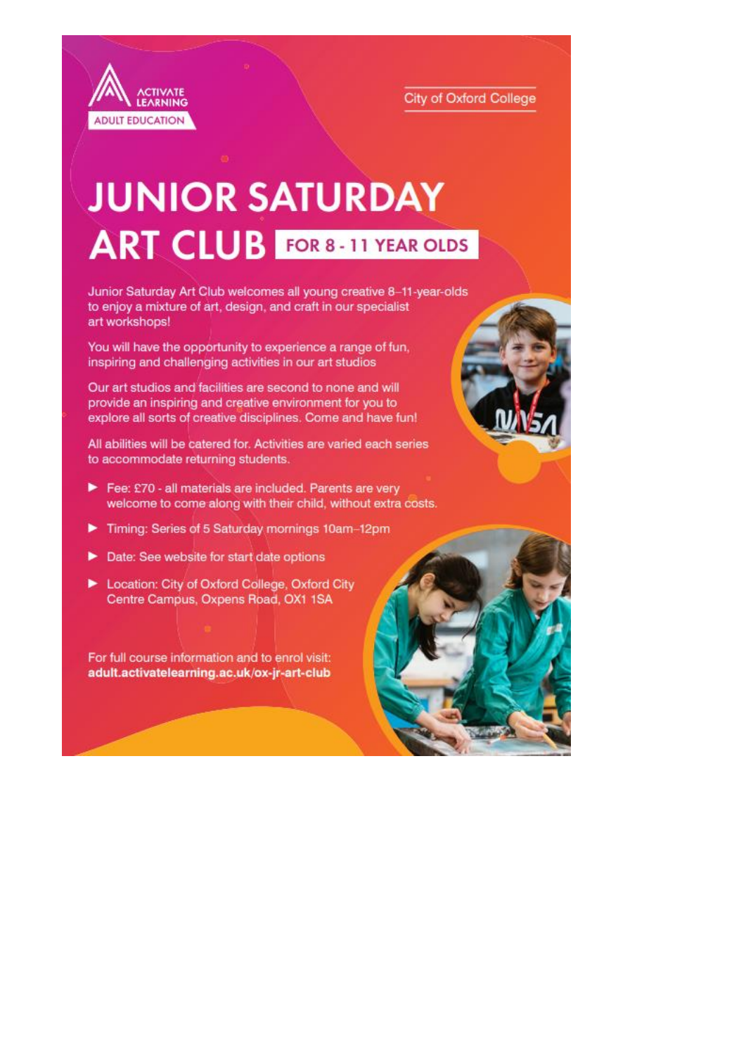ACTIVATE LEARNING

ADULT EDUCATION

City of Oxford College

# JUNIOR SATURDAY ART CLUB FOR 8 - 11 YEAR OLDS

Junior Saturday Art Club welcomes all young creative 8–11-year-olds to enjoy a mixture of art, design, and craft in our specialist art workshops!

You will have the opportunity to experience a range of fun, inspiring and challenging activities in our art studios

Our art studios and facilities are second to none and will provide an inspiring and creative environment for you to explore all sorts of creative disciplines. Come and have fun!

All abilities will be catered for. Activities are varied each series to accommodate returning students.

- Fee: £70 - all materials are included. Parents are very welcome to come along with their child, without extra costs.
- Timing: Series of 5 Saturday mornings 10am–12pm
- Date: See website for start date options
- Location: City of Oxford College, Oxford City Centre Campus, Oxpens Road, OX1 1SA

For full course information and to enrol visit:
**adult.activatelearning.ac.uk/ox-jr-art-club**